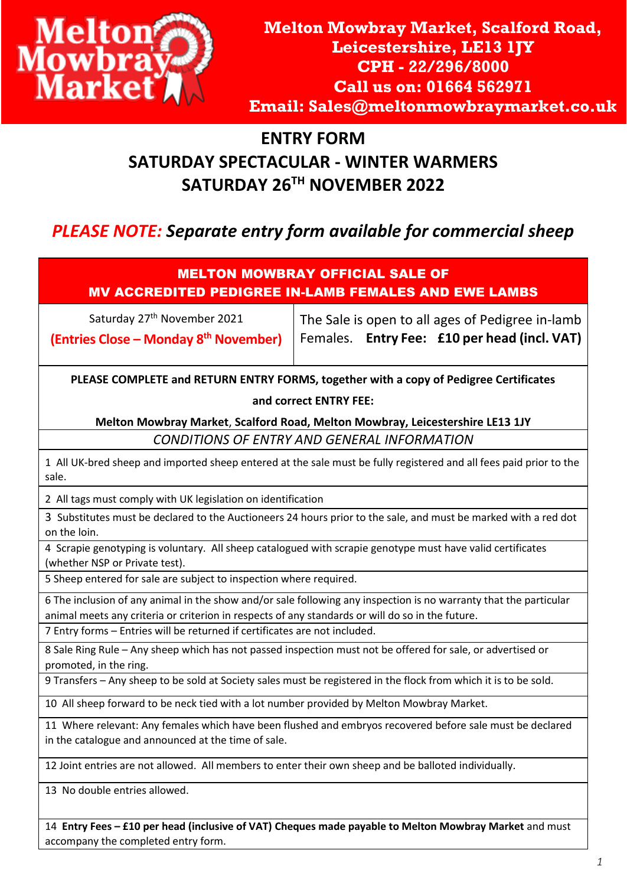**Melton Mowbray Market**

**Melton Mowbray Market, Scalford Road, Leicestershire, LE13 1JY**
**CPH - 22/296/8000**
**Call us on: 01664 562971**
**Email: Sales@meltonmowbraymarket.co.uk**

# ENTRY FORM
## SATURDAY SPECTACULAR - WINTER WARMERS
## SATURDAY 26TH NOVEMBER 2022

### *PLEASE NOTE: Separate entry form available for commercial sheep*

| **MELTON MOWBRAY OFFICIAL SALE OF MV ACCREDITED PEDIGREE IN-LAMB FEMALES AND EWE LAMBS** | |
|---|---|
| Saturday 27th November 2021 **(Entries Close – Monday 8th November)** | The Sale is open to all ages of Pedigree in-lamb Females. **Entry Fee: £10 per head (incl. VAT)** |

**PLEASE COMPLETE and RETURN ENTRY FORMS, together with a copy of Pedigree Certificates and correct ENTRY FEE:**

**Melton Mowbray Market, Scalford Road, Melton Mowbray, Leicestershire LE13 1JY**

*CONDITIONS OF ENTRY AND GENERAL INFORMATION*

1 All UK-bred sheep and imported sheep entered at the sale must be fully registered and all fees paid prior to the sale.

2 All tags must comply with UK legislation on identification

3 Substitutes must be declared to the Auctioneers 24 hours prior to the sale, and must be marked with a red dot on the loin.

4 Scrapie genotyping is voluntary. All sheep catalogued with scrapie genotype must have valid certificates (whether NSP or Private test).

5 Sheep entered for sale are subject to inspection where required.

6 The inclusion of any animal in the show and/or sale following any inspection is no warranty that the particular animal meets any criteria or criterion in respects of any standards or will do so in the future.

7 Entry forms – Entries will be returned if certificates are not included.

8 Sale Ring Rule – Any sheep which has not passed inspection must not be offered for sale, or advertised or promoted, in the ring.

9 Transfers – Any sheep to be sold at Society sales must be registered in the flock from which it is to be sold.

10 All sheep forward to be neck tied with a lot number provided by Melton Mowbray Market.

11 Where relevant: Any females which have been flushed and embryos recovered before sale must be declared in the catalogue and announced at the time of sale.

12 Joint entries are not allowed. All members to enter their own sheep and be balloted individually.

13 No double entries allowed.

14 **Entry Fees – £10 per head (inclusive of VAT) Cheques made payable to Melton Mowbray Market** and must accompany the completed entry form.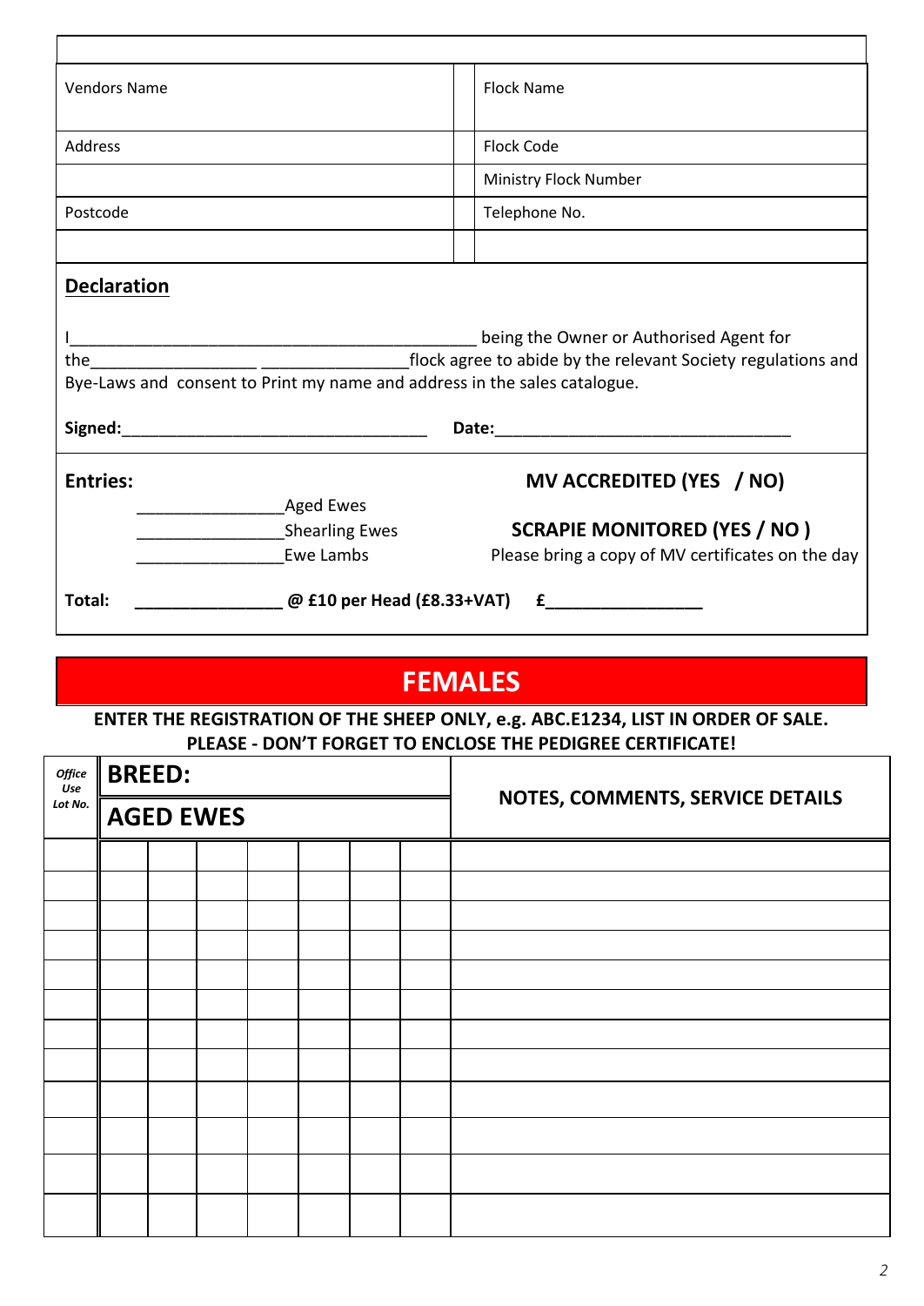| Vendors Name | | Flock Name |
|---|---|---|
| Address | | Flock Code |
| | | Ministry Flock Number |
| Postcode | | Telephone No. |
| | | |

**Declaration**

I_____________________________________________ being the Owner or Authorised Agent for the_________________ _______________flock agree to abide by the relevant Society regulations and Bye-Laws and consent to Print my name and address in the sales catalogue.

**Signed:**________________________________ **Date:**_______________________________

**Entries:**

_______________Aged Ewes

_______________Shearling Ewes

_______________Ewe Lambs

**MV ACCREDITED (YES / NO)**

**SCRAPIE MONITORED (YES / NO )**

Please bring a copy of MV certificates on the day

**Total: _______________ @ £10 per Head (£8.33+VAT) £________________**

# FEMALES

**ENTER THE REGISTRATION OF THE SHEEP ONLY, e.g. ABC.E1234, LIST IN ORDER OF SALE.**
**PLEASE - DON'T FORGET TO ENCLOSE THE PEDIGREE CERTIFICATE!**

| *Office Use Lot No.* | **BREED:** | | | | | | | **NOTES, COMMENTS, SERVICE DETAILS** |
|---|---|---|---|---|---|---|---|---|
| | **AGED EWES** | | | | | | | |
| | | | | | | | | |
| | | | | | | | | |
| | | | | | | | | |
| | | | | | | | | |
| | | | | | | | | |
| | | | | | | | | |
| | | | | | | | | |
| | | | | | | | | |
| | | | | | | | | |
| | | | | | | | | |
| | | | | | | | | |
| | | | | | | | | |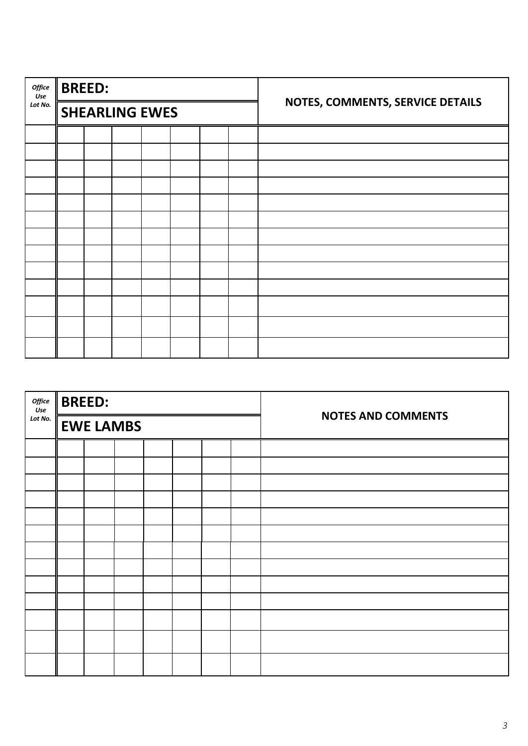| *Office Use Lot No.* | **BREED:** | | | | | | | **NOTES, COMMENTS, SERVICE DETAILS** |
|---|---|---|---|---|---|---|---|---|
| | **SHEARLING EWES** | | | | | | | |
| | | | | | | | | |
| | | | | | | | | |
| | | | | | | | | |
| | | | | | | | | |
| | | | | | | | | |
| | | | | | | | | |
| | | | | | | | | |
| | | | | | | | | |
| | | | | | | | | |
| | | | | | | | | |
| | | | | | | | | |
| | | | | | | | | |
| | | | | | | | | |

| *Office Use Lot No.* | **BREED:** | | | | | | | **NOTES AND COMMENTS** |
|---|---|---|---|---|---|---|---|---|
| | **EWE LAMBS** | | | | | | | |
| | | | | | | | | |
| | | | | | | | | |
| | | | | | | | | |
| | | | | | | | | |
| | | | | | | | | |
| | | | | | | | | |
| | | | | | | | | |
| | | | | | | | | |
| | | | | | | | | |
| | | | | | | | | |
| | | | | | | | | |
| | | | | | | | | |
| | | | | | | | | |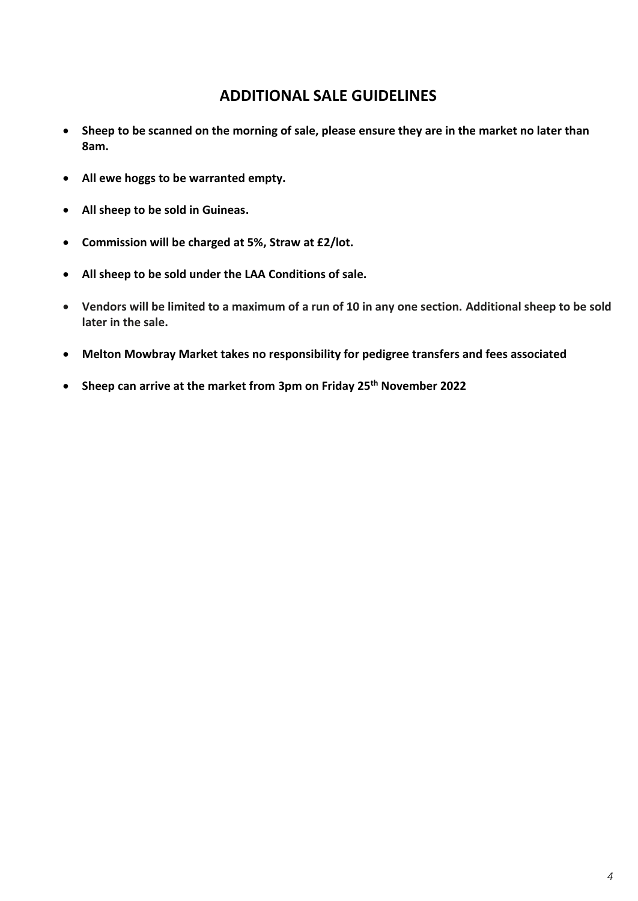## ADDITIONAL SALE GUIDELINES

- **Sheep to be scanned on the morning of sale, please ensure they are in the market no later than 8am.**
- **All ewe hoggs to be warranted empty.**
- **All sheep to be sold in Guineas.**
- **Commission will be charged at 5%, Straw at £2/lot.**
- **All sheep to be sold under the LAA Conditions of sale.**
- **Vendors will be limited to a maximum of a run of 10 in any one section. Additional sheep to be sold later in the sale.**
- **Melton Mowbray Market takes no responsibility for pedigree transfers and fees associated**
- **Sheep can arrive at the market from 3pm on Friday 25th November 2022**